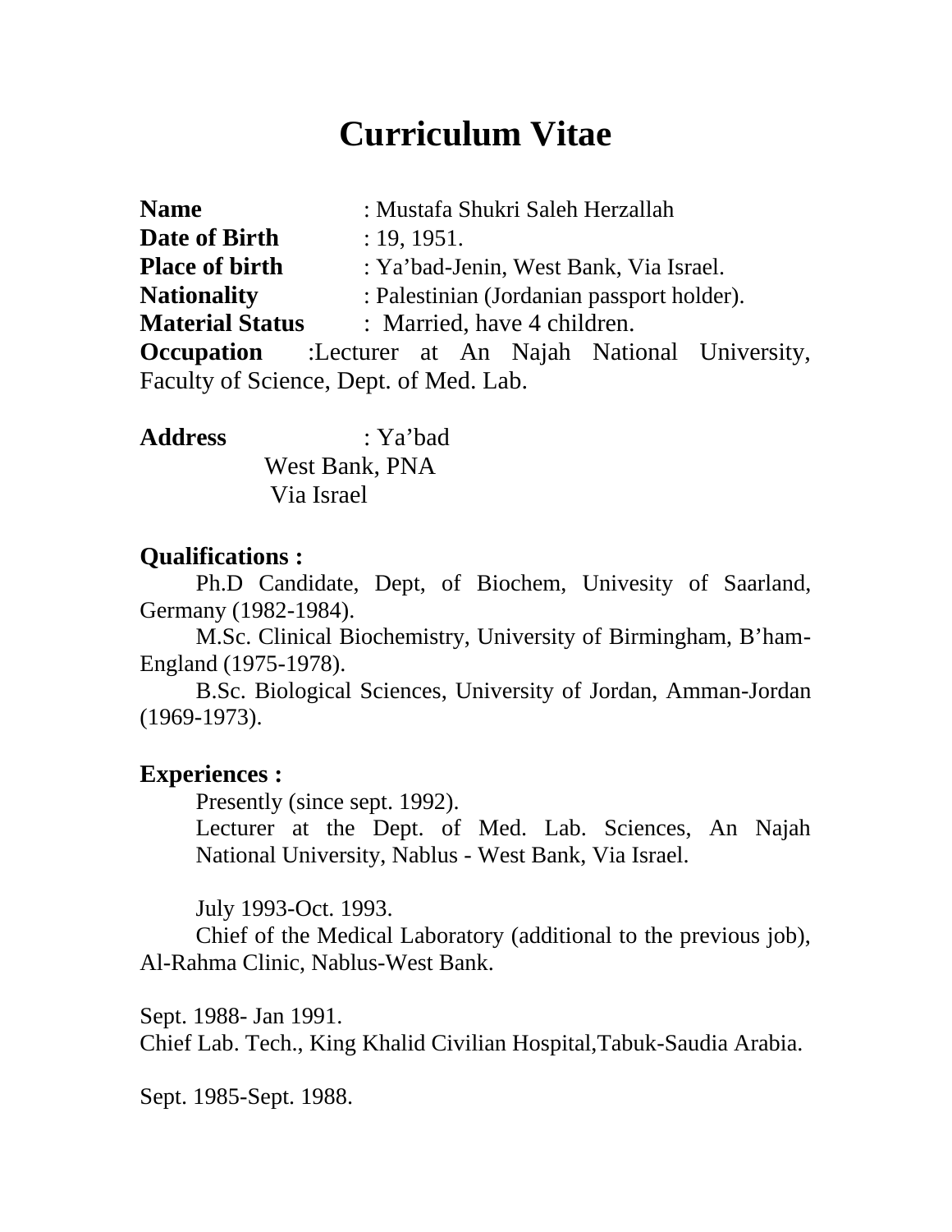# Curriculum Vitae

**Name** : Mustafa Shukri Saleh Herzallah
**Date of Birth** : 19, 1951.
**Place of birth** : Ya'bad-Jenin, West Bank, Via Israel.
**Nationality** : Palestinian (Jordanian passport holder).
**Material Status** : Married, have 4 children.
**Occupation** :Lecturer at An Najah National University, Faculty of Science, Dept. of Med. Lab.

**Address** : Ya'bad
West Bank, PNA
Via Israel

**Qualifications :**

Ph.D Candidate, Dept, of Biochem, Univesity of Saarland, Germany (1982-1984).

M.Sc. Clinical Biochemistry, University of Birmingham, B'ham-England (1975-1978).

B.Sc. Biological Sciences, University of Jordan, Amman-Jordan (1969-1973).

**Experiences :**

Presently (since sept. 1992).
Lecturer at the Dept. of Med. Lab. Sciences, An Najah National University, Nablus - West Bank, Via Israel.

July 1993-Oct. 1993.
Chief of the Medical Laboratory (additional to the previous job), Al-Rahma Clinic, Nablus-West Bank.

Sept. 1988- Jan 1991.
Chief Lab. Tech., King Khalid Civilian Hospital,Tabuk-Saudia Arabia.

Sept. 1985-Sept. 1988.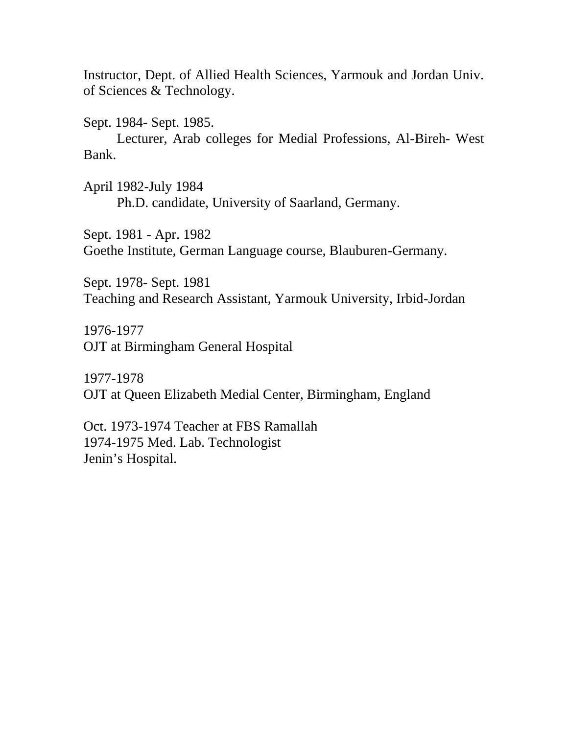Instructor, Dept. of Allied Health Sciences, Yarmouk and Jordan Univ. of Sciences & Technology.

Sept. 1984- Sept. 1985.
Lecturer, Arab colleges for Medial Professions, Al-Bireh- West Bank.

April 1982-July 1984
Ph.D. candidate, University of Saarland, Germany.

Sept. 1981 - Apr. 1982
Goethe Institute, German Language course, Blauburen-Germany.

Sept. 1978- Sept. 1981
Teaching and Research Assistant, Yarmouk University, Irbid-Jordan

1976-1977
OJT at Birmingham General Hospital

1977-1978
OJT at Queen Elizabeth Medial Center, Birmingham, England

Oct. 1973-1974 Teacher at FBS Ramallah
1974-1975 Med. Lab. Technologist
Jenin's Hospital.